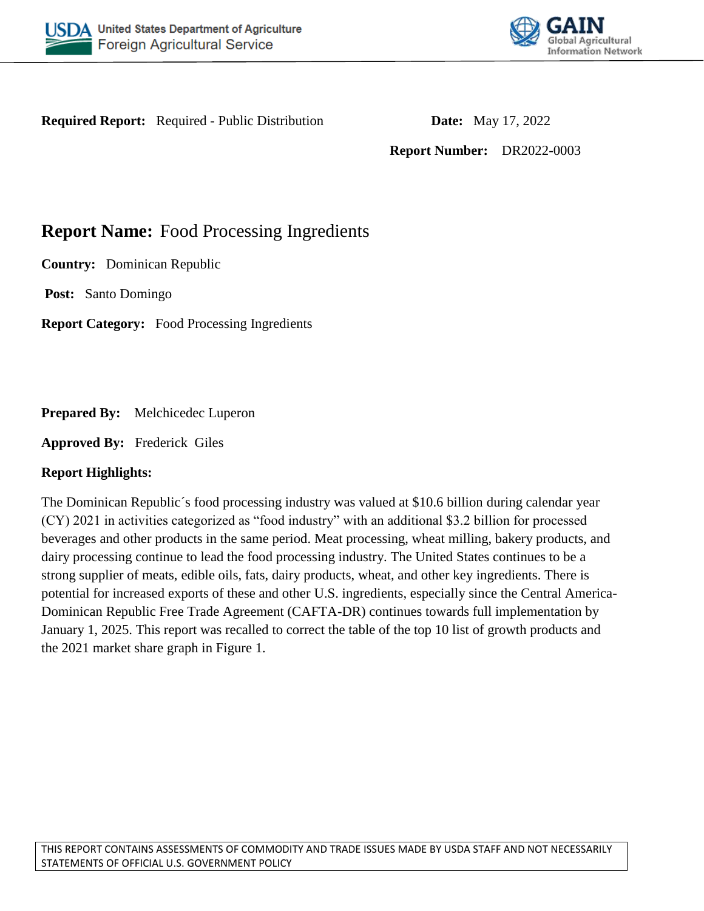**Required Report:** Required - Public Distribution

**Date:** May 17, 2022

**Report Number:** DR2022-0003

## Report Name: Food Processing Ingredients

**Country:** Dominican Republic

**Post:** Santo Domingo

**Report Category:** Food Processing Ingredients

**Prepared By:** Melchicedec Luperon

**Approved By:** Frederick Giles

**Report Highlights:**

The Dominican Republic´s food processing industry was valued at $10.6 billion during calendar year (CY) 2021 in activities categorized as "food industry" with an additional $3.2 billion for processed beverages and other products in the same period. Meat processing, wheat milling, bakery products, and dairy processing continue to lead the food processing industry. The United States continues to be a strong supplier of meats, edible oils, fats, dairy products, wheat, and other key ingredients. There is potential for increased exports of these and other U.S. ingredients, especially since the Central America-Dominican Republic Free Trade Agreement (CAFTA-DR) continues towards full implementation by January 1, 2025. This report was recalled to correct the table of the top 10 list of growth products and the 2021 market share graph in Figure 1.

THIS REPORT CONTAINS ASSESSMENTS OF COMMODITY AND TRADE ISSUES MADE BY USDA STAFF AND NOT NECESSARILY STATEMENTS OF OFFICIAL U.S. GOVERNMENT POLICY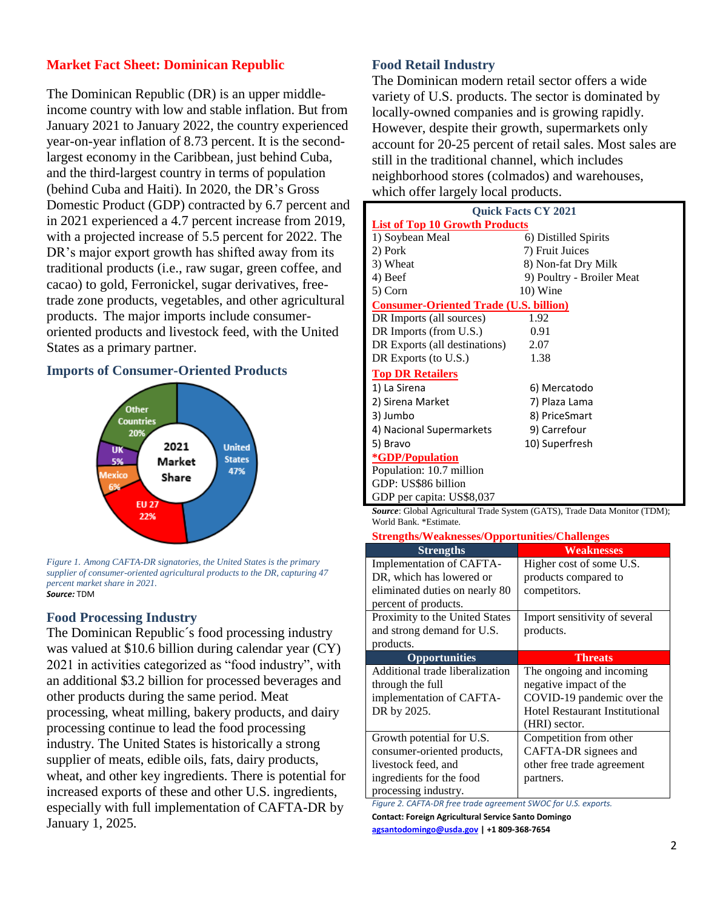## Market Fact Sheet: Dominican Republic

The Dominican Republic (DR) is an upper middle-income country with low and stable inflation. But from January 2021 to January 2022, the country experienced year-on-year inflation of 8.73 percent. It is the second-largest economy in the Caribbean, just behind Cuba, and the third-largest country in terms of population (behind Cuba and Haiti). In 2020, the DR's Gross Domestic Product (GDP) contracted by 6.7 percent and in 2021 experienced a 4.7 percent increase from 2019, with a projected increase of 5.5 percent for 2022. The DR's major export growth has shifted away from its traditional products (i.e., raw sugar, green coffee, and cacao) to gold, Ferronickel, sugar derivatives, free-trade zone products, vegetables, and other agricultural products. The major imports include consumer-oriented products and livestock feed, with the United States as a primary partner.

### Imports of Consumer-Oriented Products

2021 Market Share: United States 47%; EU 27 22%; Mexico 6%; UK 5%; Other Countries 20%

*Figure 1. Among CAFTA-DR signatories, the United States is the primary supplier of consumer-oriented agricultural products to the DR, capturing 47 percent market share in 2021.*
***Source:*** TDM

### Food Processing Industry

The Dominican Republic´s food processing industry was valued at $10.6 billion during calendar year (CY) 2021 in activities categorized as "food industry", with an additional $3.2 billion for processed beverages and other products during the same period. Meat processing, wheat milling, bakery products, and dairy processing continue to lead the food processing industry. The United States is historically a strong supplier of meats, edible oils, fats, dairy products, wheat, and other key ingredients. There is potential for increased exports of these and other U.S. ingredients, especially with full implementation of CAFTA-DR by January 1, 2025.

### Food Retail Industry

The Dominican modern retail sector offers a wide variety of U.S. products. The sector is dominated by locally-owned companies and is growing rapidly. However, despite their growth, supermarkets only account for 20-25 percent of retail sales. Most sales are still in the traditional channel, which includes neighborhood stores (colmados) and warehouses, which offer largely local products.

**Quick Facts CY 2021**

**List of Top 10 Growth Products**

| | |
|---|---|
| 1) Soybean Meal | 6) Distilled Spirits |
| 2) Pork | 7) Fruit Juices |
| 3) Wheat | 8) Non-fat Dry Milk |
| 4) Beef | 9) Poultry - Broiler Meat |
| 5) Corn | 10) Wine |

**Consumer-Oriented Trade (U.S. billion)**

| | |
|---|---|
| DR Imports (all sources) | 1.92 |
| DR Imports (from U.S.) | 0.91 |
| DR Exports (all destinations) | 2.07 |
| DR Exports (to U.S.) | 1.38 |

**Top DR Retailers**

| | |
|---|---|
| 1) La Sirena | 6) Mercatodo |
| 2) Sirena Market | 7) Plaza Lama |
| 3) Jumbo | 8) PriceSmart |
| 4) Nacional Supermarkets | 9) Carrefour |
| 5) Bravo | 10) Superfresh |

**\*GDP/Population**

Population: 10.7 million
GDP: US$86 billion
GDP per capita: US$8,037

***Source***: Global Agricultural Trade System (GATS), Trade Data Monitor (TDM); World Bank. *Estimate.

**Strengths/Weaknesses/Opportunities/Challenges**

| Strengths | Weaknesses |
|---|---|
| Implementation of CAFTA-DR, which has lowered or eliminated duties on nearly 80 percent of products. | Higher cost of some U.S. products compared to competitors. |
| Proximity to the United States and strong demand for U.S. products. | Import sensitivity of several products. |
| **Opportunities** | **Threats** |
| Additional trade liberalization through the full implementation of CAFTA-DR by 2025. | The ongoing and incoming negative impact of the COVID-19 pandemic over the Hotel Restaurant Institutional (HRI) sector. |
| Growth potential for U.S. consumer-oriented products, livestock feed, and ingredients for the food processing industry. | Competition from other CAFTA-DR signees and other free trade agreement partners. |

*Figure 2. CAFTA-DR free trade agreement SWOC for U.S. exports.*

**Contact: Foreign Agricultural Service Santo Domingo**
**agsantodomingo@usda.gov | +1 809-368-7654**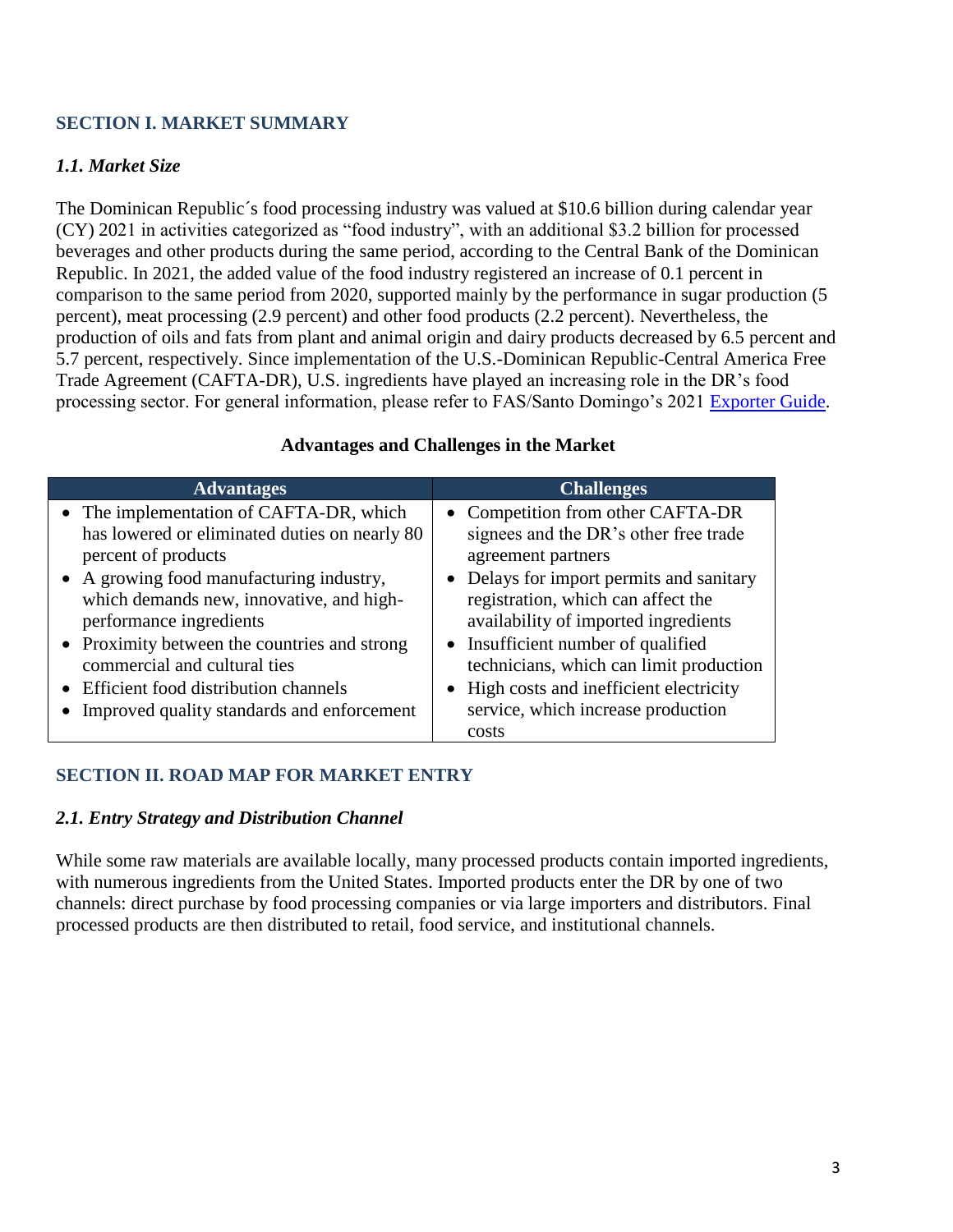## SECTION I. MARKET SUMMARY

### *1.1. Market Size*

The Dominican Republic´s food processing industry was valued at $10.6 billion during calendar year (CY) 2021 in activities categorized as "food industry", with an additional $3.2 billion for processed beverages and other products during the same period, according to the Central Bank of the Dominican Republic. In 2021, the added value of the food industry registered an increase of 0.1 percent in comparison to the same period from 2020, supported mainly by the performance in sugar production (5 percent), meat processing (2.9 percent) and other food products (2.2 percent). Nevertheless, the production of oils and fats from plant and animal origin and dairy products decreased by 6.5 percent and 5.7 percent, respectively. Since implementation of the U.S.-Dominican Republic-Central America Free Trade Agreement (CAFTA-DR), U.S. ingredients have played an increasing role in the DR's food processing sector. For general information, please refer to FAS/Santo Domingo's 2021 Exporter Guide.

**Advantages and Challenges in the Market**

| Advantages | Challenges |
|---|---|
| • The implementation of CAFTA-DR, which has lowered or eliminated duties on nearly 80 percent of products<br>• A growing food manufacturing industry, which demands new, innovative, and high-performance ingredients<br>• Proximity between the countries and strong commercial and cultural ties<br>• Efficient food distribution channels<br>• Improved quality standards and enforcement | • Competition from other CAFTA-DR signees and the DR's other free trade agreement partners<br>• Delays for import permits and sanitary registration, which can affect the availability of imported ingredients<br>• Insufficient number of qualified technicians, which can limit production<br>• High costs and inefficient electricity service, which increase production costs |

## SECTION II. ROAD MAP FOR MARKET ENTRY

### *2.1. Entry Strategy and Distribution Channel*

While some raw materials are available locally, many processed products contain imported ingredients, with numerous ingredients from the United States. Imported products enter the DR by one of two channels: direct purchase by food processing companies or via large importers and distributors. Final processed products are then distributed to retail, food service, and institutional channels.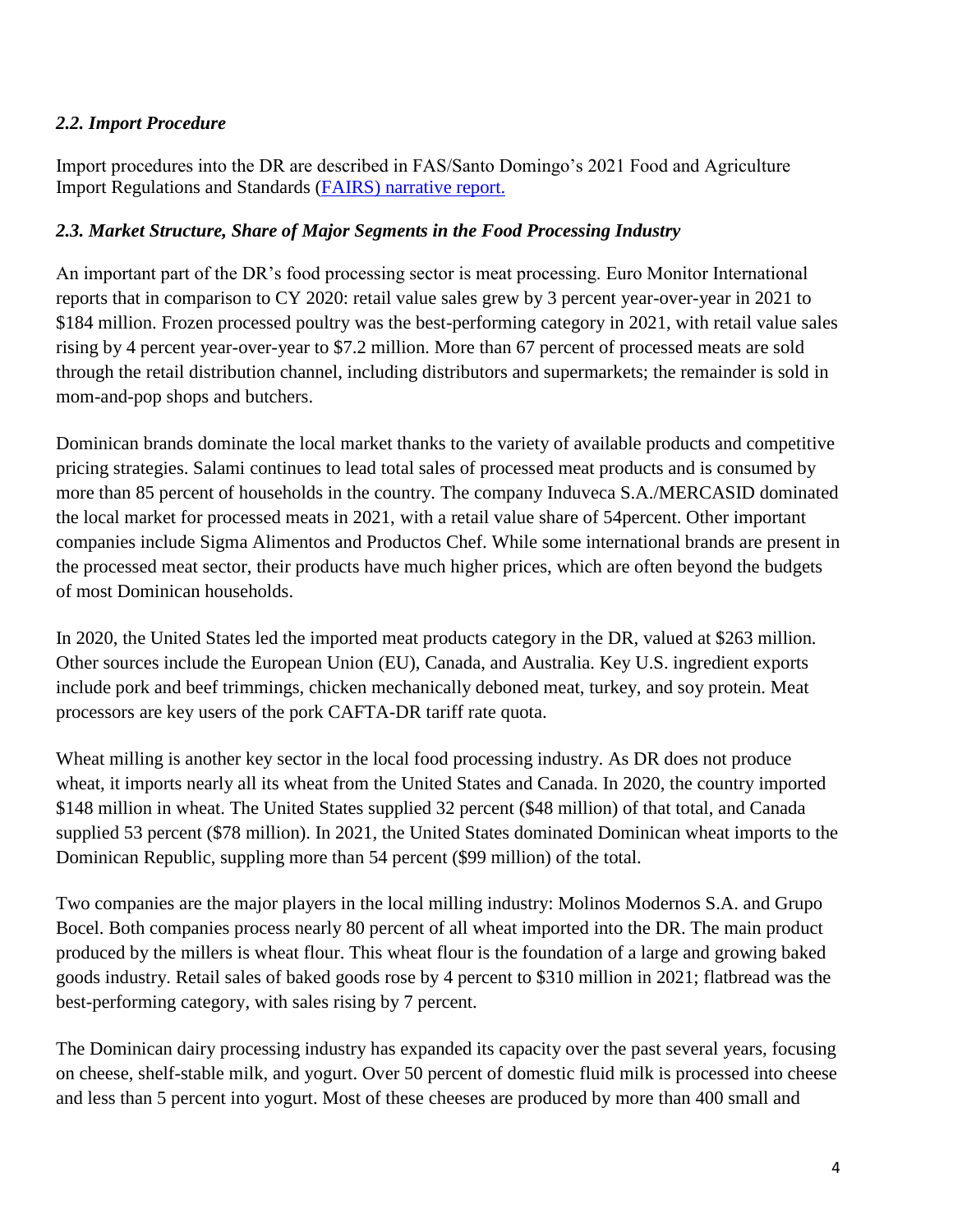### *2.2. Import Procedure*

Import procedures into the DR are described in FAS/Santo Domingo's 2021 Food and Agriculture Import Regulations and Standards ([FAIRS) narrative report.]()

### *2.3. Market Structure, Share of Major Segments in the Food Processing Industry*

An important part of the DR's food processing sector is meat processing. Euro Monitor International reports that in comparison to CY 2020: retail value sales grew by 3 percent year-over-year in 2021 to $184 million. Frozen processed poultry was the best-performing category in 2021, with retail value sales rising by 4 percent year-over-year to $7.2 million. More than 67 percent of processed meats are sold through the retail distribution channel, including distributors and supermarkets; the remainder is sold in mom-and-pop shops and butchers.

Dominican brands dominate the local market thanks to the variety of available products and competitive pricing strategies. Salami continues to lead total sales of processed meat products and is consumed by more than 85 percent of households in the country. The company Induveca S.A./MERCASID dominated the local market for processed meats in 2021, with a retail value share of 54percent. Other important companies include Sigma Alimentos and Productos Chef. While some international brands are present in the processed meat sector, their products have much higher prices, which are often beyond the budgets of most Dominican households.

In 2020, the United States led the imported meat products category in the DR, valued at $263 million. Other sources include the European Union (EU), Canada, and Australia. Key U.S. ingredient exports include pork and beef trimmings, chicken mechanically deboned meat, turkey, and soy protein. Meat processors are key users of the pork CAFTA-DR tariff rate quota.

Wheat milling is another key sector in the local food processing industry. As DR does not produce wheat, it imports nearly all its wheat from the United States and Canada. In 2020, the country imported $148 million in wheat. The United States supplied 32 percent ($48 million) of that total, and Canada supplied 53 percent ($78 million). In 2021, the United States dominated Dominican wheat imports to the Dominican Republic, suppling more than 54 percent ($99 million) of the total.

Two companies are the major players in the local milling industry: Molinos Modernos S.A. and Grupo Bocel. Both companies process nearly 80 percent of all wheat imported into the DR. The main product produced by the millers is wheat flour. This wheat flour is the foundation of a large and growing baked goods industry. Retail sales of baked goods rose by 4 percent to $310 million in 2021; flatbread was the best-performing category, with sales rising by 7 percent.

The Dominican dairy processing industry has expanded its capacity over the past several years, focusing on cheese, shelf-stable milk, and yogurt. Over 50 percent of domestic fluid milk is processed into cheese and less than 5 percent into yogurt. Most of these cheeses are produced by more than 400 small and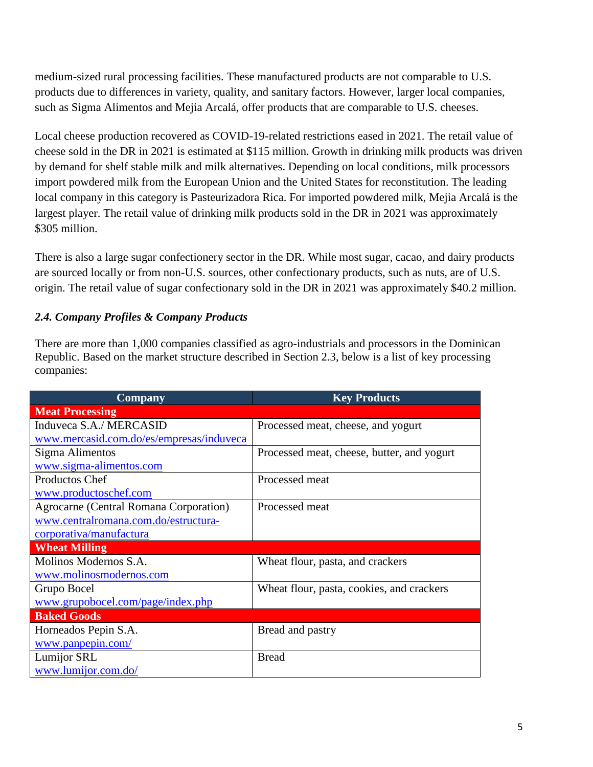medium-sized rural processing facilities. These manufactured products are not comparable to U.S. products due to differences in variety, quality, and sanitary factors. However, larger local companies, such as Sigma Alimentos and Mejia Arcalá, offer products that are comparable to U.S. cheeses.

Local cheese production recovered as COVID-19-related restrictions eased in 2021. The retail value of cheese sold in the DR in 2021 is estimated at $115 million. Growth in drinking milk products was driven by demand for shelf stable milk and milk alternatives. Depending on local conditions, milk processors import powdered milk from the European Union and the United States for reconstitution. The leading local company in this category is Pasteurizadora Rica. For imported powdered milk, Mejia Arcalá is the largest player. The retail value of drinking milk products sold in the DR in 2021 was approximately $305 million.

There is also a large sugar confectionery sector in the DR. While most sugar, cacao, and dairy products are sourced locally or from non-U.S. sources, other confectionary products, such as nuts, are of U.S. origin. The retail value of sugar confectionary sold in the DR in 2021 was approximately $40.2 million.

### *2.4. Company Profiles & Company Products*

There are more than 1,000 companies classified as agro-industrials and processors in the Dominican Republic. Based on the market structure described in Section 2.3, below is a list of key processing companies:

| Company | Key Products |
|---|---|
| **Meat Processing** | |
| Induveca S.A./ MERCASID www.mercasid.com.do/es/empresas/induveca | Processed meat, cheese, and yogurt |
| Sigma Alimentos www.sigma-alimentos.com | Processed meat, cheese, butter, and yogurt |
| Productos Chef www.productoschef.com | Processed meat |
| Agrocarne (Central Romana Corporation) www.centralromana.com.do/estructura-corporativa/manufactura | Processed meat |
| **Wheat Milling** | |
| Molinos Modernos S.A. www.molinosmodernos.com | Wheat flour, pasta, and crackers |
| Grupo Bocel www.grupobocel.com/page/index.php | Wheat flour, pasta, cookies, and crackers |
| **Baked Goods** | |
| Horneados Pepin S.A. www.panpepin.com/ | Bread and pastry |
| Lumijor SRL www.lumijor.com.do/ | Bread |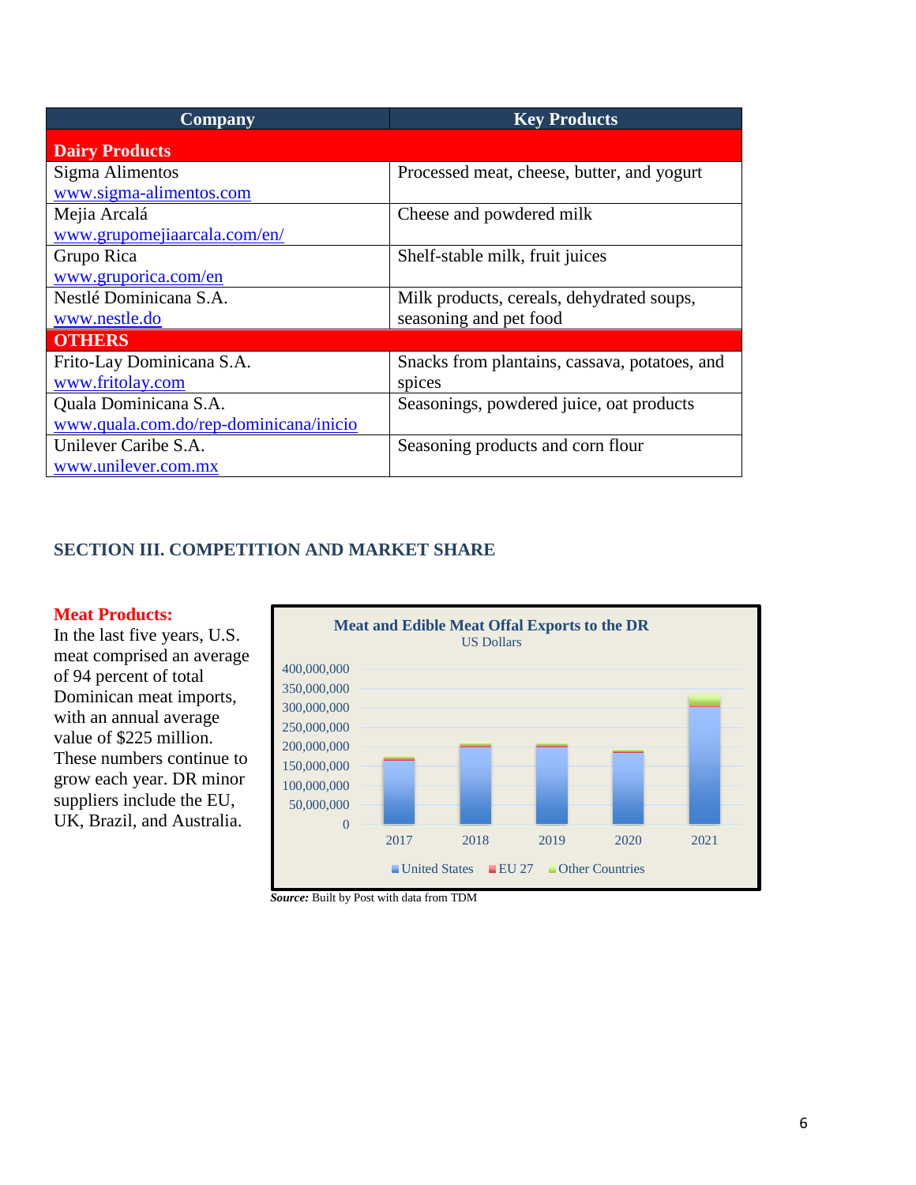| Company | Key Products |
|---|---|
| **Dairy Products** | |
| Sigma Alimentos www.sigma-alimentos.com | Processed meat, cheese, butter, and yogurt |
| Mejia Arcalá www.grupomejiaarcala.com/en/ | Cheese and powdered milk |
| Grupo Rica www.gruporica.com/en | Shelf-stable milk, fruit juices |
| Nestlé Dominicana S.A. www.nestle.do | Milk products, cereals, dehydrated soups, seasoning and pet food |
| **OTHERS** | |
| Frito-Lay Dominicana S.A. www.fritolay.com | Snacks from plantains, cassava, potatoes, and spices |
| Quala Dominicana S.A. www.quala.com.do/rep-dominicana/inicio | Seasonings, powdered juice, oat products |
| Unilever Caribe S.A. www.unilever.com.mx | Seasoning products and corn flour |

## SECTION III. COMPETITION AND MARKET SHARE

**Meat Products:**
In the last five years, U.S. meat comprised an average of 94 percent of total Dominican meat imports, with an annual average value of $225 million. These numbers continue to grow each year. DR minor suppliers include the EU, UK, Brazil, and Australia.

**Meat and Edible Meat Offal Exports to the DR**
US Dollars

(Stacked bar chart, 2017–2021; series: United States, EU 27, Other Countries; y-axis 0 to 400,000,000)

***Source:*** Built by Post with data from TDM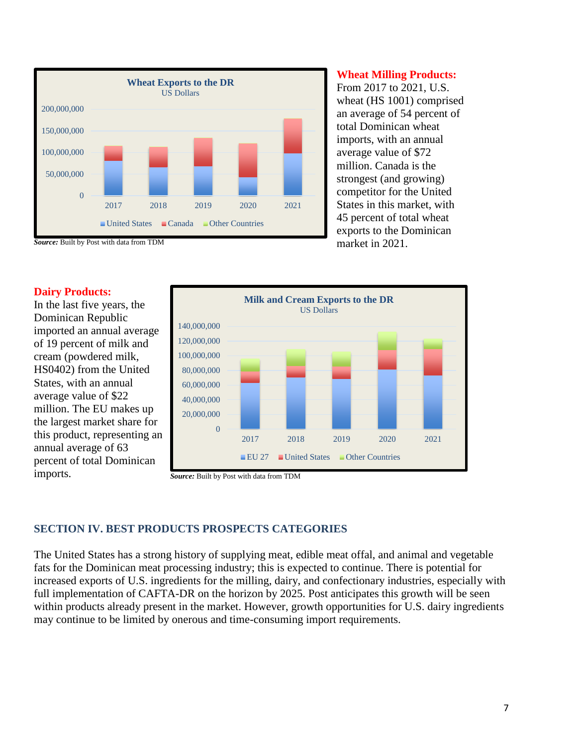**Wheat Milling Products:**
From 2017 to 2021, U.S. wheat (HS 1001) comprised an average of 54 percent of total Dominican wheat imports, with an annual average value of $72 million. Canada is the strongest (and growing) competitor for the United States in this market, with 45 percent of total wheat exports to the Dominican market in 2021.

***Source:*** Built by Post with data from TDM

**Dairy Products:**
In the last five years, the Dominican Republic imported an annual average of 19 percent of milk and cream (powdered milk, HS0402) from the United States, with an annual average value of $22 million. The EU makes up the largest market share for this product, representing an annual average of 63 percent of total Dominican imports.

***Source:*** Built by Post with data from TDM

## SECTION IV. BEST PRODUCTS PROSPECTS CATEGORIES

The United States has a strong history of supplying meat, edible meat offal, and animal and vegetable fats for the Dominican meat processing industry; this is expected to continue. There is potential for increased exports of U.S. ingredients for the milling, dairy, and confectionary industries, especially with full implementation of CAFTA-DR on the horizon by 2025. Post anticipates this growth will be seen within products already present in the market. However, growth opportunities for U.S. dairy ingredients may continue to be limited by onerous and time-consuming import requirements.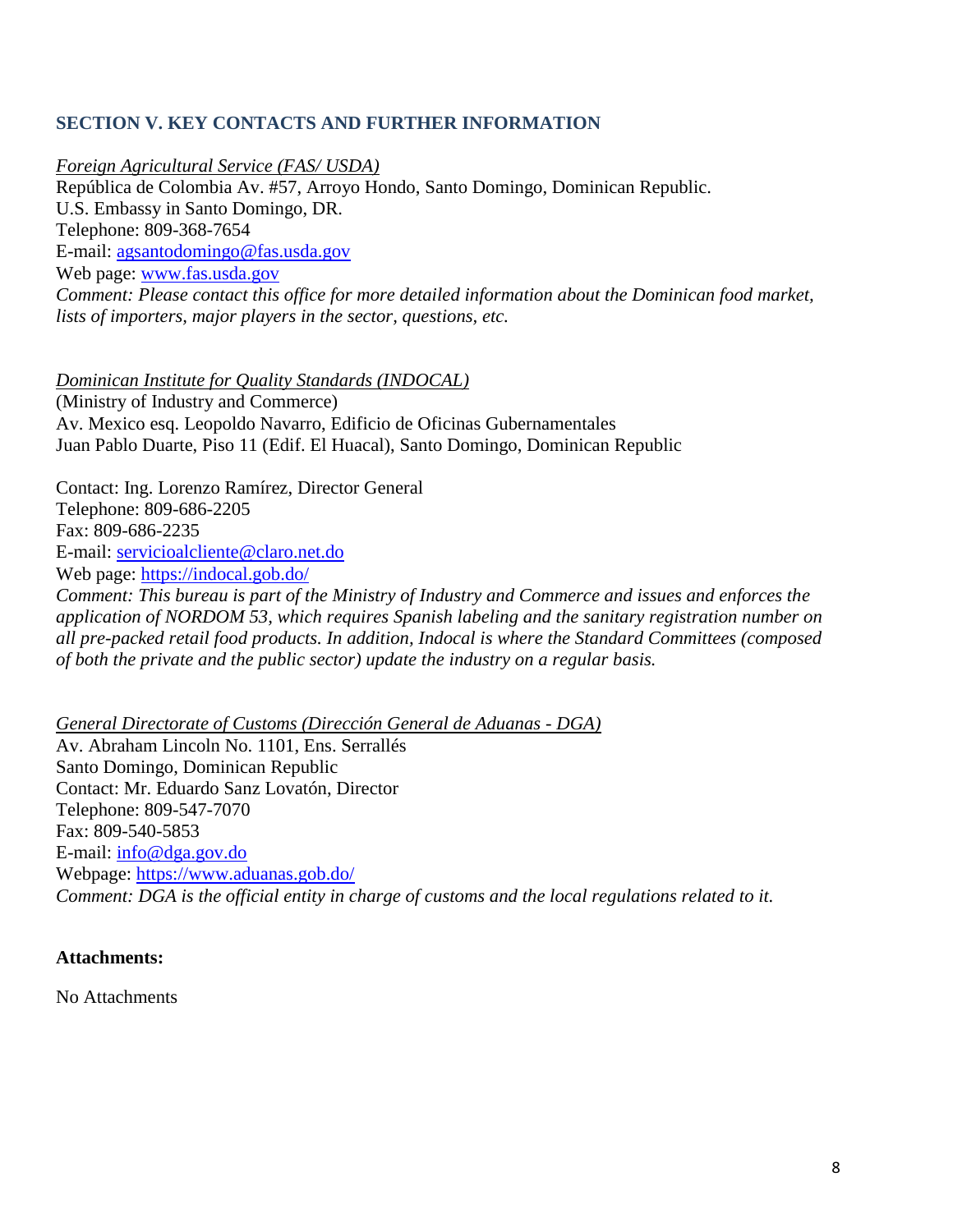## SECTION V. KEY CONTACTS AND FURTHER INFORMATION

*Foreign Agricultural Service (FAS/ USDA)*
República de Colombia Av. #57, Arroyo Hondo, Santo Domingo, Dominican Republic.
U.S. Embassy in Santo Domingo, DR.
Telephone: 809-368-7654
E-mail: agsantodomingo@fas.usda.gov
Web page: www.fas.usda.gov
*Comment: Please contact this office for more detailed information about the Dominican food market, lists of importers, major players in the sector, questions, etc.*

*Dominican Institute for Quality Standards (INDOCAL)*
(Ministry of Industry and Commerce)
Av. Mexico esq. Leopoldo Navarro, Edificio de Oficinas Gubernamentales
Juan Pablo Duarte, Piso 11 (Edif. El Huacal), Santo Domingo, Dominican Republic

Contact: Ing. Lorenzo Ramírez, Director General
Telephone: 809-686-2205
Fax: 809-686-2235
E-mail: servicioalcliente@claro.net.do
Web page: https://indocal.gob.do/
*Comment: This bureau is part of the Ministry of Industry and Commerce and issues and enforces the application of NORDOM 53, which requires Spanish labeling and the sanitary registration number on all pre-packed retail food products. In addition, Indocal is where the Standard Committees (composed of both the private and the public sector) update the industry on a regular basis.*

*General Directorate of Customs (Dirección General de Aduanas - DGA)*
Av. Abraham Lincoln No. 1101, Ens. Serrallés
Santo Domingo, Dominican Republic
Contact: Mr. Eduardo Sanz Lovatón, Director
Telephone: 809-547-7070
Fax: 809-540-5853
E-mail: info@dga.gov.do
Webpage: https://www.aduanas.gob.do/
*Comment: DGA is the official entity in charge of customs and the local regulations related to it.*

**Attachments:**

No Attachments